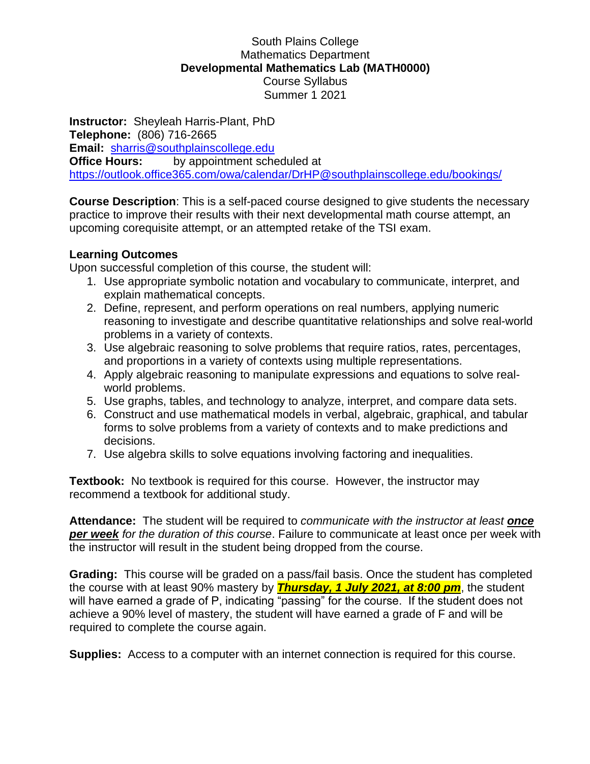South Plains College
Mathematics Department
**Developmental Mathematics Lab (MATH0000)**
Course Syllabus
Summer 1 2021

**Instructor:** Sheyleah Harris-Plant, PhD
**Telephone:** (806) 716-2665
**Email:** sharris@southplainscollege.edu
**Office Hours:** by appointment scheduled at https://outlook.office365.com/owa/calendar/DrHP@southplainscollege.edu/bookings/

**Course Description**: This is a self-paced course designed to give students the necessary practice to improve their results with their next developmental math course attempt, an upcoming corequisite attempt, or an attempted retake of the TSI exam.

**Learning Outcomes**
Upon successful completion of this course, the student will:

1. Use appropriate symbolic notation and vocabulary to communicate, interpret, and explain mathematical concepts.
2. Define, represent, and perform operations on real numbers, applying numeric reasoning to investigate and describe quantitative relationships and solve real-world problems in a variety of contexts.
3. Use algebraic reasoning to solve problems that require ratios, rates, percentages, and proportions in a variety of contexts using multiple representations.
4. Apply algebraic reasoning to manipulate expressions and equations to solve real-world problems.
5. Use graphs, tables, and technology to analyze, interpret, and compare data sets.
6. Construct and use mathematical models in verbal, algebraic, graphical, and tabular forms to solve problems from a variety of contexts and to make predictions and decisions.
7. Use algebra skills to solve equations involving factoring and inequalities.

**Textbook:** No textbook is required for this course. However, the instructor may recommend a textbook for additional study.

**Attendance:** The student will be required to *communicate with the instructor at least* ***once per week*** *for the duration of this course*. Failure to communicate at least once per week with the instructor will result in the student being dropped from the course.

**Grading:** This course will be graded on a pass/fail basis. Once the student has completed the course with at least 90% mastery by ***Thursday, 1 July 2021, at 8:00 pm***, the student will have earned a grade of P, indicating "passing" for the course. If the student does not achieve a 90% level of mastery, the student will have earned a grade of F and will be required to complete the course again.

**Supplies:** Access to a computer with an internet connection is required for this course.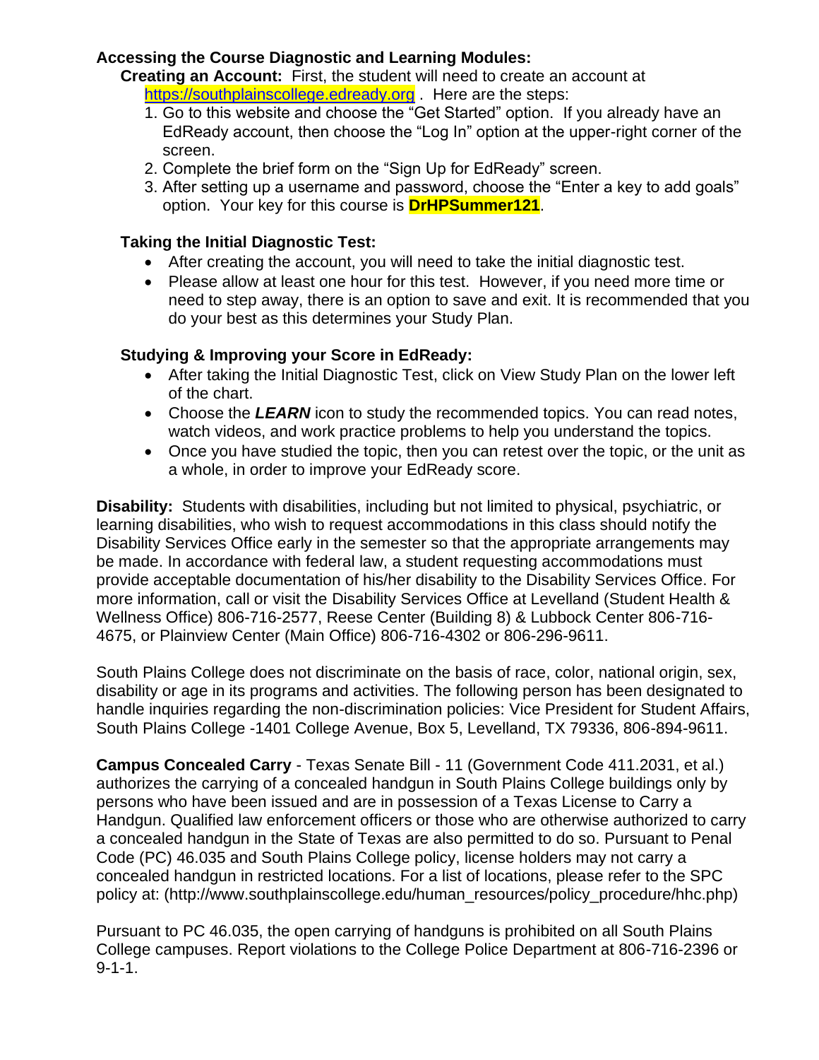**Accessing the Course Diagnostic and Learning Modules:**

**Creating an Account:** First, the student will need to create an account at https://southplainscollege.edready.org . Here are the steps:

1. Go to this website and choose the "Get Started" option. If you already have an EdReady account, then choose the "Log In" option at the upper-right corner of the screen.
2. Complete the brief form on the "Sign Up for EdReady" screen.
3. After setting up a username and password, choose the "Enter a key to add goals" option. Your key for this course is **DrHPSummer121**.

**Taking the Initial Diagnostic Test:**

- After creating the account, you will need to take the initial diagnostic test.
- Please allow at least one hour for this test. However, if you need more time or need to step away, there is an option to save and exit. It is recommended that you do your best as this determines your Study Plan.

**Studying & Improving your Score in EdReady:**

- After taking the Initial Diagnostic Test, click on View Study Plan on the lower left of the chart.
- Choose the ***LEARN*** icon to study the recommended topics. You can read notes, watch videos, and work practice problems to help you understand the topics.
- Once you have studied the topic, then you can retest over the topic, or the unit as a whole, in order to improve your EdReady score.

**Disability:** Students with disabilities, including but not limited to physical, psychiatric, or learning disabilities, who wish to request accommodations in this class should notify the Disability Services Office early in the semester so that the appropriate arrangements may be made. In accordance with federal law, a student requesting accommodations must provide acceptable documentation of his/her disability to the Disability Services Office. For more information, call or visit the Disability Services Office at Levelland (Student Health & Wellness Office) 806-716-2577, Reese Center (Building 8) & Lubbock Center 806-716-4675, or Plainview Center (Main Office) 806-716-4302 or 806-296-9611.

South Plains College does not discriminate on the basis of race, color, national origin, sex, disability or age in its programs and activities. The following person has been designated to handle inquiries regarding the non-discrimination policies: Vice President for Student Affairs, South Plains College -1401 College Avenue, Box 5, Levelland, TX 79336, 806-894-9611.

**Campus Concealed Carry** - Texas Senate Bill - 11 (Government Code 411.2031, et al.) authorizes the carrying of a concealed handgun in South Plains College buildings only by persons who have been issued and are in possession of a Texas License to Carry a Handgun. Qualified law enforcement officers or those who are otherwise authorized to carry a concealed handgun in the State of Texas are also permitted to do so. Pursuant to Penal Code (PC) 46.035 and South Plains College policy, license holders may not carry a concealed handgun in restricted locations. For a list of locations, please refer to the SPC policy at: (http://www.southplainscollege.edu/human_resources/policy_procedure/hhc.php)

Pursuant to PC 46.035, the open carrying of handguns is prohibited on all South Plains College campuses. Report violations to the College Police Department at 806-716-2396 or 9-1-1.